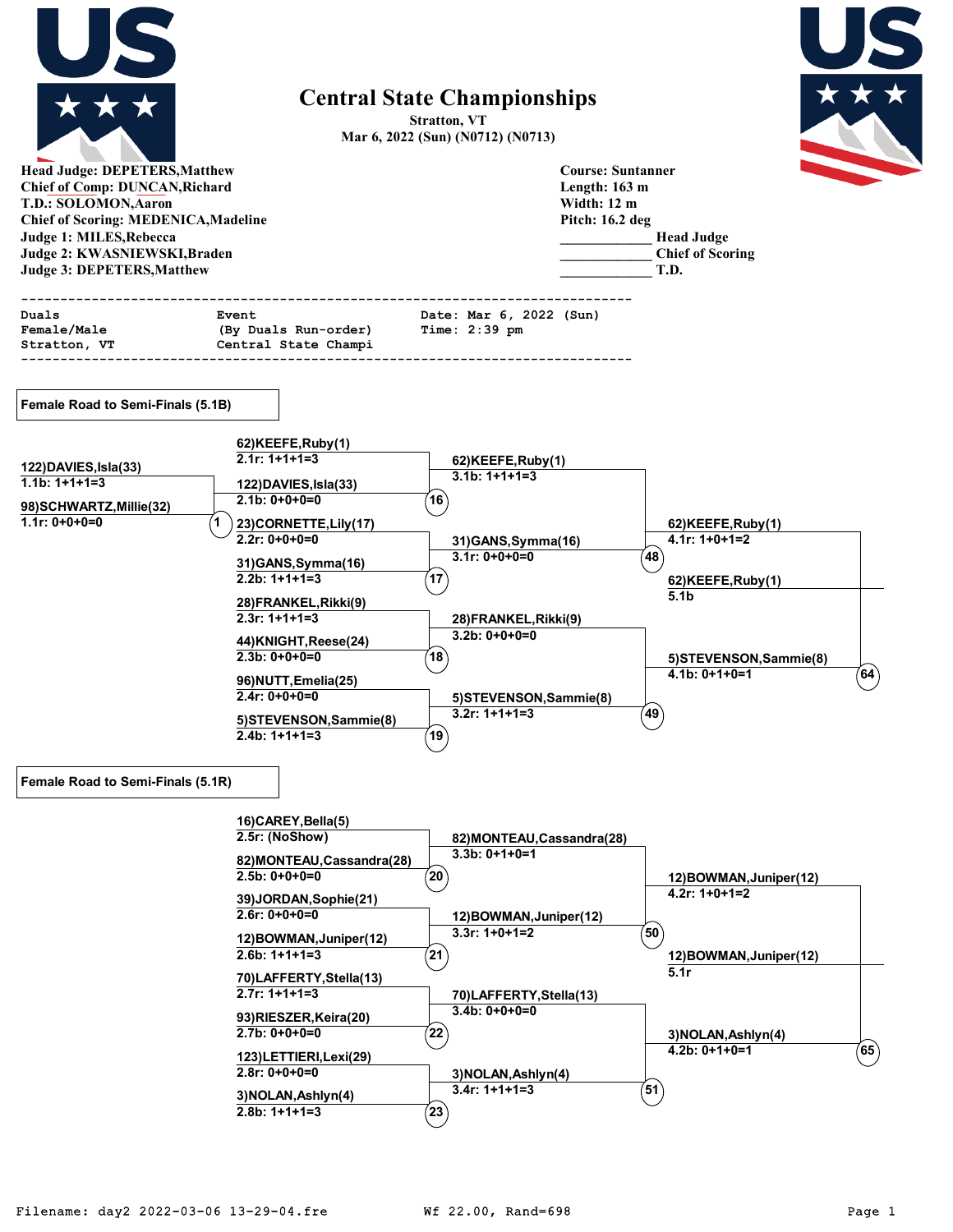# Central State Championships

**Stratton, VT**
**Mar 6, 2022 (Sun) (N0712) (N0713)**

**Head Judge: DEPETERS,Matthew**
**Chief of Comp: DUNCAN,Richard**
**T.D.: SOLOMON,Aaron**
**Chief of Scoring: MEDENICA,Madeline**
**Judge 1: MILES,Rebecca**
**Judge 2: KWASNIEWSKI,Braden**
**Judge 3: DEPETERS,Matthew**

**Course: Suntanner**
**Length: 163 m**
**Width: 12 m**
**Pitch: 16.2 deg**
____________ **Head Judge**
____________ **Chief of Scoring**
____________ **T.D.**

```
---------------------------------------------------------------------------
Duals                   Event                     Date: Mar 6, 2022 (Sun)
Female/Male             (By Duals Run-order)      Time: 2:39 pm
Stratton, VT            Central State Champi
---------------------------------------------------------------------------
```

## Female Road to Semi-Finals (5.1B)

**Heat 1**
- 122)DAVIES,Isla(33) — 1.1b: 1+1+1=3
- 98)SCHWARTZ,Millie(32) — 1.1r: 0+0+0=0

**Heat 16**
- 62)KEEFE,Ruby(1) — 2.1r: 1+1+1=3
- 122)DAVIES,Isla(33) — 2.1b: 0+0+0=0

**Heat 17**
- 23)CORNETTE,Lily(17) — 2.2r: 0+0+0=0
- 31)GANS,Symma(16) — 2.2b: 1+1+1=3

**Heat 18**
- 28)FRANKEL,Rikki(9) — 2.3r: 1+1+1=3
- 44)KNIGHT,Reese(24) — 2.3b: 0+0+0=0

**Heat 19**
- 96)NUTT,Emelia(25) — 2.4r: 0+0+0=0
- 5)STEVENSON,Sammie(8) — 2.4b: 1+1+1=3

**Heat 48**
- 62)KEEFE,Ruby(1) — 3.1b: 1+1+1=3
- 31)GANS,Symma(16) — 3.1r: 0+0+0=0

**Heat 49**
- 28)FRANKEL,Rikki(9) — 3.2b: 0+0+0=0
- 5)STEVENSON,Sammie(8) — 3.2r: 1+1+1=3

**Heat 64**
- 62)KEEFE,Ruby(1) — 4.1r: 1+0+1=2
- 5)STEVENSON,Sammie(8) — 4.1b: 0+1+0=1

**Advances:** 62)KEEFE,Ruby(1) — 5.1b

## Female Road to Semi-Finals (5.1R)

**Heat 20**
- 16)CAREY,Bella(5) — 2.5r: (NoShow)
- 82)MONTEAU,Cassandra(28) — 2.5b: 0+0+0=0

**Heat 21**
- 39)JORDAN,Sophie(21) — 2.6r: 0+0+0=0
- 12)BOWMAN,Juniper(12) — 2.6b: 1+1+1=3

**Heat 22**
- 70)LAFFERTY,Stella(13) — 2.7r: 1+1+1=3
- 93)RIESZER,Keira(20) — 2.7b: 0+0+0=0

**Heat 23**
- 123)LETTIERI,Lexi(29) — 2.8r: 0+0+0=0
- 3)NOLAN,Ashlyn(4) — 2.8b: 1+1+1=3

**Heat 50**
- 82)MONTEAU,Cassandra(28) — 3.3b: 0+1+0=1
- 12)BOWMAN,Juniper(12) — 3.3r: 1+0+1=2

**Heat 51**
- 70)LAFFERTY,Stella(13) — 3.4b: 0+0+0=0
- 3)NOLAN,Ashlyn(4) — 3.4r: 1+1+1=3

**Heat 65**
- 12)BOWMAN,Juniper(12) — 4.2r: 1+0+1=2
- 3)NOLAN,Ashlyn(4) — 4.2b: 0+1+0=1

**Advances:** 12)BOWMAN,Juniper(12) — 5.1r

Filename: day2 2022-03-06 13-29-04.fre          Wf 22.00, Rand=698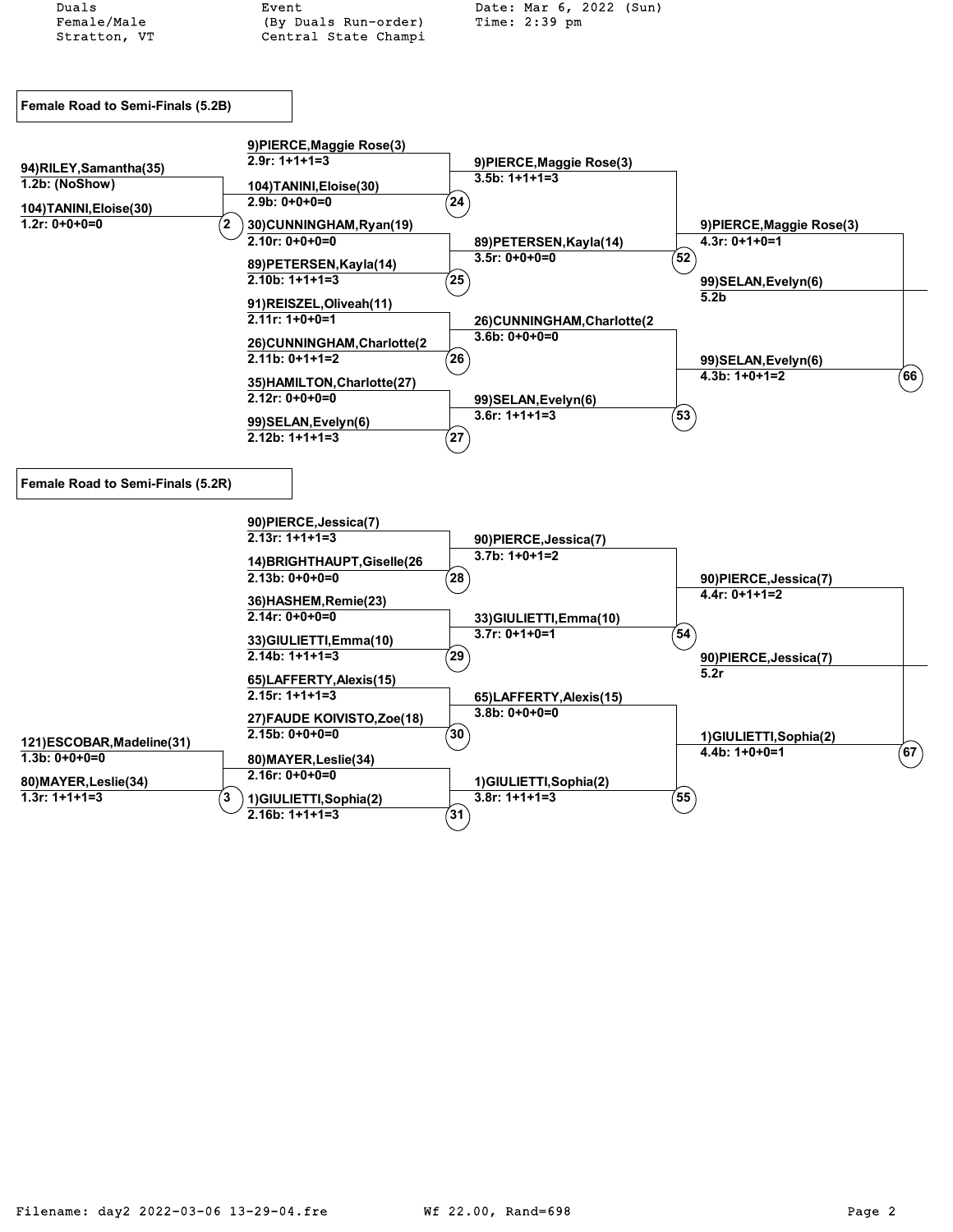Duals
Female/Male
Stratton, VT

Event
(By Duals Run-order)
Central State Champi

Date: Mar 6, 2022 (Sun)
Time: 2:39 pm

## Female Road to Semi-Finals (5.2B)

**Round 1**

- Heat 2:
  - 94)RILEY,Samantha(35) — 1.2b: (NoShow)
  - 104)TANINI,Eloise(30) — 1.2r: 0+0+0=0

**Round 2**

- Heat 24:
  - 9)PIERCE,Maggie Rose(3) — 2.9r: 1+1+1=3
  - 104)TANINI,Eloise(30) — 2.9b: 0+0+0=0
- Heat 25:
  - 30)CUNNINGHAM,Ryan(19) — 2.10r: 0+0+0=0
  - 89)PETERSEN,Kayla(14) — 2.10b: 1+1+1=3
- Heat 26:
  - 91)REISZEL,Oliveah(11) — 2.11r: 1+0+0=1
  - 26)CUNNINGHAM,Charlotte(2 — 2.11b: 0+1+1=2
- Heat 27:
  - 35)HAMILTON,Charlotte(27) — 2.12r: 0+0+0=0
  - 99)SELAN,Evelyn(6) — 2.12b: 1+1+1=3

**Round 3**

- Heat 52:
  - 9)PIERCE,Maggie Rose(3) — 3.5b: 1+1+1=3
  - 89)PETERSEN,Kayla(14) — 3.5r: 0+0+0=0
- Heat 53:
  - 26)CUNNINGHAM,Charlotte(2 — 3.6b: 0+0+0=0
  - 99)SELAN,Evelyn(6) — 3.6r: 1+1+1=3

**Round 4**

- Heat 66:
  - 9)PIERCE,Maggie Rose(3) — 4.3r: 0+1+0=1
  - 99)SELAN,Evelyn(6) — 4.3b: 1+0+1=2

**Winner:** 99)SELAN,Evelyn(6) — 5.2b

## Female Road to Semi-Finals (5.2R)

**Round 1**

- Heat 3:
  - 121)ESCOBAR,Madeline(31) — 1.3b: 0+0+0=0
  - 80)MAYER,Leslie(34) — 1.3r: 1+1+1=3

**Round 2**

- Heat 28:
  - 90)PIERCE,Jessica(7) — 2.13r: 1+1+1=3
  - 14)BRIGHTHAUPT,Giselle(26 — 2.13b: 0+0+0=0
- Heat 29:
  - 36)HASHEM,Remie(23) — 2.14r: 0+0+0=0
  - 33)GIULIETTI,Emma(10) — 2.14b: 1+1+1=3
- Heat 30:
  - 65)LAFFERTY,Alexis(15) — 2.15r: 1+1+1=3
  - 27)FAUDE KOIVISTO,Zoe(18) — 2.15b: 0+0+0=0
- Heat 31:
  - 80)MAYER,Leslie(34) — 2.16r: 0+0+0=0
  - 1)GIULIETTI,Sophia(2) — 2.16b: 1+1+1=3

**Round 3**

- Heat 54:
  - 90)PIERCE,Jessica(7) — 3.7b: 1+0+1=2
  - 33)GIULIETTI,Emma(10) — 3.7r: 0+1+0=1
- Heat 55:
  - 65)LAFFERTY,Alexis(15) — 3.8b: 0+0+0=0
  - 1)GIULIETTI,Sophia(2) — 3.8r: 1+1+1=3

**Round 4**

- Heat 67:
  - 90)PIERCE,Jessica(7) — 4.4r: 0+1+1=2
  - 1)GIULIETTI,Sophia(2) — 4.4b: 1+0+0=1

**Winner:** 90)PIERCE,Jessica(7) — 5.2r

Filename: day2 2022-03-06 13-29-04.fre     Wf 22.00, Rand=698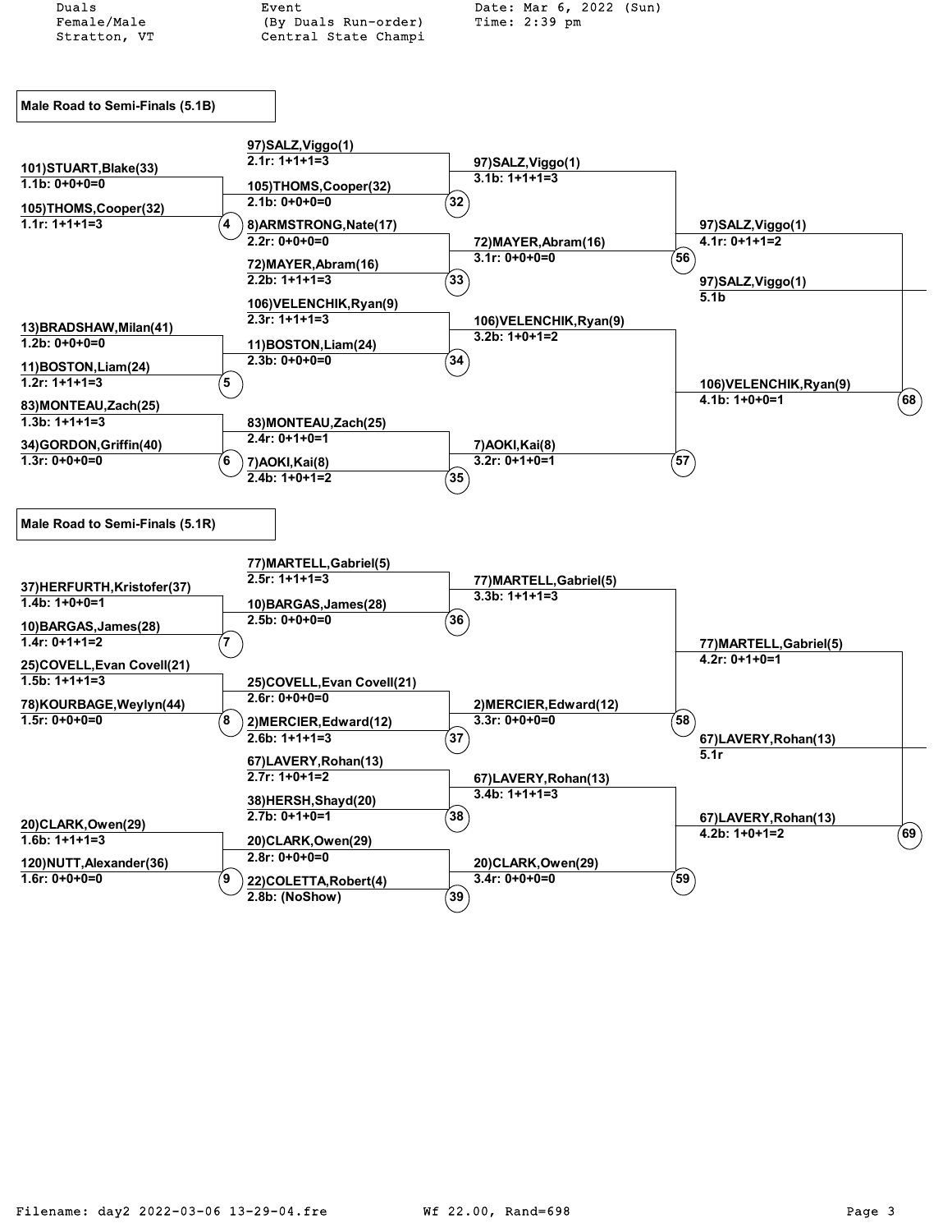Duals Female/Male Stratton, VT

Event (By Duals Run-order) Central State Champi

Date: Mar 6, 2022 (Sun) Time: 2:39 pm

## Male Road to Semi-Finals (5.1B)

**Heat 4**
- 101)STUART,Blake(33) — 1.1b: 0+0+0=0
- 105)THOMS,Cooper(32) — 1.1r: 1+1+1=3

**Heat 5**
- 13)BRADSHAW,Milan(41) — 1.2b: 0+0+0=0
- 11)BOSTON,Liam(24) — 1.2r: 1+1+1=3

**Heat 6**
- 83)MONTEAU,Zach(25) — 1.3b: 1+1+1=3
- 34)GORDON,Griffin(40) — 1.3r: 0+0+0=0

**Heat 32**
- 97)SALZ,Viggo(1) — 2.1r: 1+1+1=3
- 105)THOMS,Cooper(32) — 2.1b: 0+0+0=0

**Heat 33**
- 8)ARMSTRONG,Nate(17) — 2.2r: 0+0+0=0
- 72)MAYER,Abram(16) — 2.2b: 1+1+1=3

**Heat 34**
- 106)VELENCHIK,Ryan(9) — 2.3r: 1+1+1=3
- 11)BOSTON,Liam(24) — 2.3b: 0+0+0=0

**Heat 35**
- 83)MONTEAU,Zach(25) — 2.4r: 0+1+0=1
- 7)AOKI,Kai(8) — 2.4b: 1+0+1=2

**Heat 56**
- 97)SALZ,Viggo(1) — 3.1b: 1+1+1=3
- 72)MAYER,Abram(16) — 3.1r: 0+0+0=0

**Heat 57**
- 106)VELENCHIK,Ryan(9) — 3.2b: 1+0+1=2
- 7)AOKI,Kai(8) — 3.2r: 0+1+0=1

**Heat 68**
- 97)SALZ,Viggo(1) — 4.1r: 0+1+1=2
- 106)VELENCHIK,Ryan(9) — 4.1b: 1+0+0=1

**Winner:** 97)SALZ,Viggo(1) — 5.1b

## Male Road to Semi-Finals (5.1R)

**Heat 7**
- 37)HERFURTH,Kristofer(37) — 1.4b: 1+0+0=1
- 10)BARGAS,James(28) — 1.4r: 0+1+1=2

**Heat 8**
- 25)COVELL,Evan Covell(21) — 1.5b: 1+1+1=3
- 78)KOURBAGE,Weylyn(44) — 1.5r: 0+0+0=0

**Heat 9**
- 20)CLARK,Owen(29) — 1.6b: 1+1+1=3
- 120)NUTT,Alexander(36) — 1.6r: 0+0+0=0

**Heat 36**
- 77)MARTELL,Gabriel(5) — 2.5r: 1+1+1=3
- 10)BARGAS,James(28) — 2.5b: 0+0+0=0

**Heat 37**
- 25)COVELL,Evan Covell(21) — 2.6r: 0+0+0=0
- 2)MERCIER,Edward(12) — 2.6b: 1+1+1=3

**Heat 38**
- 67)LAVERY,Rohan(13) — 2.7r: 1+0+1=2
- 38)HERSH,Shayd(20) — 2.7b: 0+1+0=1

**Heat 39**
- 20)CLARK,Owen(29) — 2.8r: 0+0+0=0
- 22)COLETTA,Robert(4) — 2.8b: (NoShow)

**Heat 58**
- 77)MARTELL,Gabriel(5) — 3.3b: 1+1+1=3
- 2)MERCIER,Edward(12) — 3.3r: 0+0+0=0

**Heat 59**
- 67)LAVERY,Rohan(13) — 3.4b: 1+1+1=3
- 20)CLARK,Owen(29) — 3.4r: 0+0+0=0

**Heat 69**
- 77)MARTELL,Gabriel(5) — 4.2r: 0+1+0=1
- 67)LAVERY,Rohan(13) — 4.2b: 1+0+1=2

**Winner:** 67)LAVERY,Rohan(13) — 5.1r

Filename: day2 2022-03-06 13-29-04.fre    Wf 22.00, Rand=698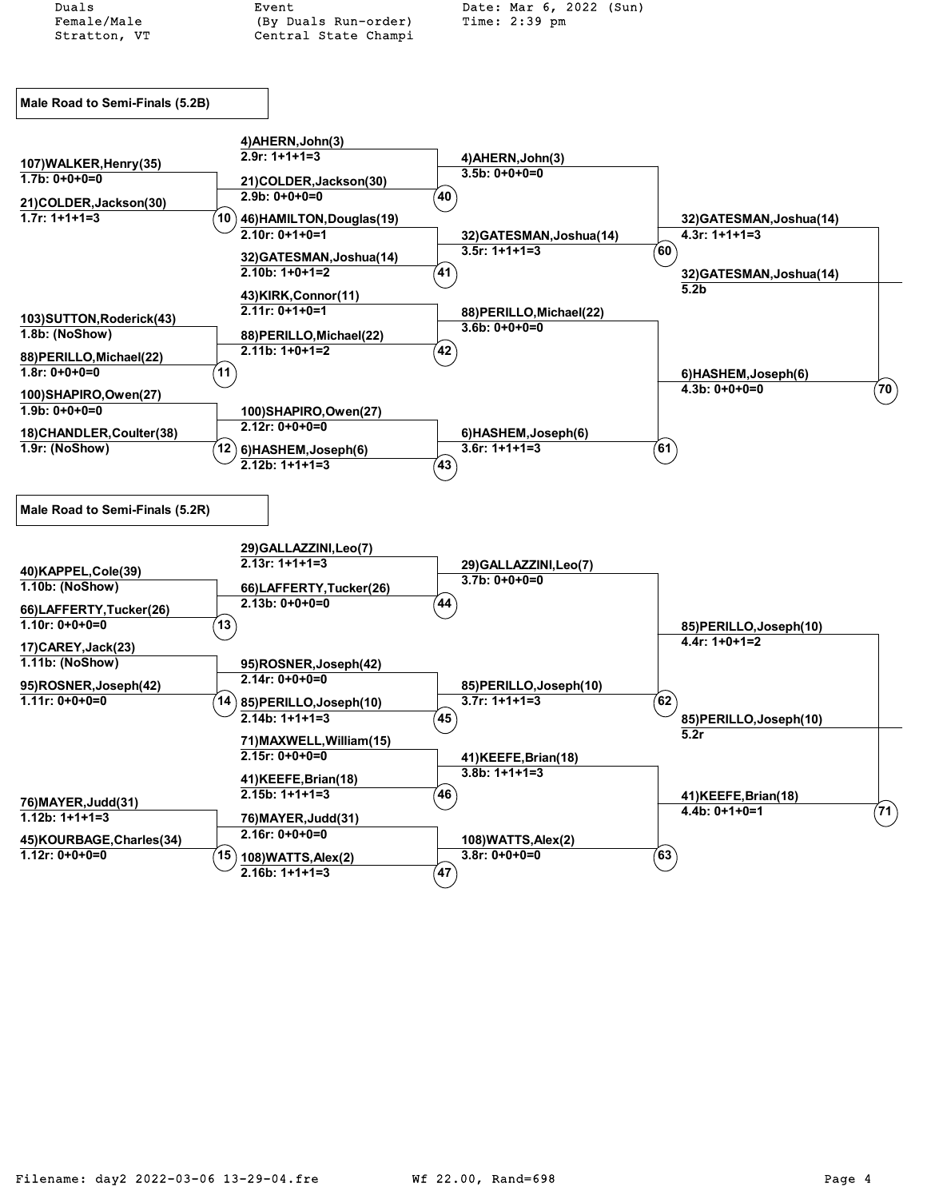Duals
Female/Male
Stratton, VT

Event
(By Duals Run-order)
Central State Champi

Date: Mar 6, 2022 (Sun)
Time: 2:39 pm

## Male Road to Semi-Finals (5.2B)

**Round 1**

| Match | Competitor | Run | Result |
|---|---|---|---|
| 10 | 107)WALKER,Henry(35) | 1.7b | 0+0+0=0 |
| 10 | 21)COLDER,Jackson(30) | 1.7r | 1+1+1=3 |
| 11 | 103)SUTTON,Roderick(43) | 1.8b | (NoShow) |
| 11 | 88)PERILLO,Michael(22) | 1.8r | 0+0+0=0 |
| 12 | 100)SHAPIRO,Owen(27) | 1.9b | 0+0+0=0 |
| 12 | 18)CHANDLER,Coulter(38) | 1.9r | (NoShow) |

**Round 2**

| Match | Competitor | Run | Result |
|---|---|---|---|
| 40 | 4)AHERN,John(3) | 2.9r | 1+1+1=3 |
| 40 | 21)COLDER,Jackson(30) | 2.9b | 0+0+0=0 |
| 41 | 46)HAMILTON,Douglas(19) | 2.10r | 0+1+0=1 |
| 41 | 32)GATESMAN,Joshua(14) | 2.10b | 1+0+1=2 |
| 42 | 43)KIRK,Connor(11) | 2.11r | 0+1+0=1 |
| 42 | 88)PERILLO,Michael(22) | 2.11b | 1+0+1=2 |
| 43 | 100)SHAPIRO,Owen(27) | 2.12r | 0+0+0=0 |
| 43 | 6)HASHEM,Joseph(6) | 2.12b | 1+1+1=3 |

**Round 3**

| Match | Competitor | Run | Result |
|---|---|---|---|
| 60 | 4)AHERN,John(3) | 3.5b | 0+0+0=0 |
| 60 | 32)GATESMAN,Joshua(14) | 3.5r | 1+1+1=3 |
| 61 | 88)PERILLO,Michael(22) | 3.6b | 0+0+0=0 |
| 61 | 6)HASHEM,Joseph(6) | 3.6r | 1+1+1=3 |

**Round 4**

| Match | Competitor | Run | Result |
|---|---|---|---|
| 70 | 32)GATESMAN,Joshua(14) | 4.3r | 1+1+1=3 |
| 70 | 6)HASHEM,Joseph(6) | 4.3b | 0+0+0=0 |

**Advances:** 32)GATESMAN,Joshua(14) — 5.2b

## Male Road to Semi-Finals (5.2R)

**Round 1**

| Match | Competitor | Run | Result |
|---|---|---|---|
| 13 | 40)KAPPEL,Cole(39) | 1.10b | (NoShow) |
| 13 | 66)LAFFERTY,Tucker(26) | 1.10r | 0+0+0=0 |
| 14 | 17)CAREY,Jack(23) | 1.11b | (NoShow) |
| 14 | 95)ROSNER,Joseph(42) | 1.11r | 0+0+0=0 |
| 15 | 76)MAYER,Judd(31) | 1.12b | 1+1+1=3 |
| 15 | 45)KOURBAGE,Charles(34) | 1.12r | 0+0+0=0 |

**Round 2**

| Match | Competitor | Run | Result |
|---|---|---|---|
| 44 | 29)GALLAZZINI,Leo(7) | 2.13r | 1+1+1=3 |
| 44 | 66)LAFFERTY,Tucker(26) | 2.13b | 0+0+0=0 |
| 45 | 95)ROSNER,Joseph(42) | 2.14r | 0+0+0=0 |
| 45 | 85)PERILLO,Joseph(10) | 2.14b | 1+1+1=3 |
| 46 | 71)MAXWELL,William(15) | 2.15r | 0+0+0=0 |
| 46 | 41)KEEFE,Brian(18) | 2.15b | 1+1+1=3 |
| 47 | 76)MAYER,Judd(31) | 2.16r | 0+0+0=0 |
| 47 | 108)WATTS,Alex(2) | 2.16b | 1+1+1=3 |

**Round 3**

| Match | Competitor | Run | Result |
|---|---|---|---|
| 62 | 29)GALLAZZINI,Leo(7) | 3.7b | 0+0+0=0 |
| 62 | 85)PERILLO,Joseph(10) | 3.7r | 1+1+1=3 |
| 63 | 41)KEEFE,Brian(18) | 3.8b | 1+1+1=3 |
| 63 | 108)WATTS,Alex(2) | 3.8r | 0+0+0=0 |

**Round 4**

| Match | Competitor | Run | Result |
|---|---|---|---|
| 71 | 85)PERILLO,Joseph(10) | 4.4r | 1+0+1=2 |
| 71 | 41)KEEFE,Brian(18) | 4.4b | 0+1+0=1 |

**Advances:** 85)PERILLO,Joseph(10) — 5.2r

Filename: day2 2022-03-06 13-29-04.fre    Wf 22.00, Rand=698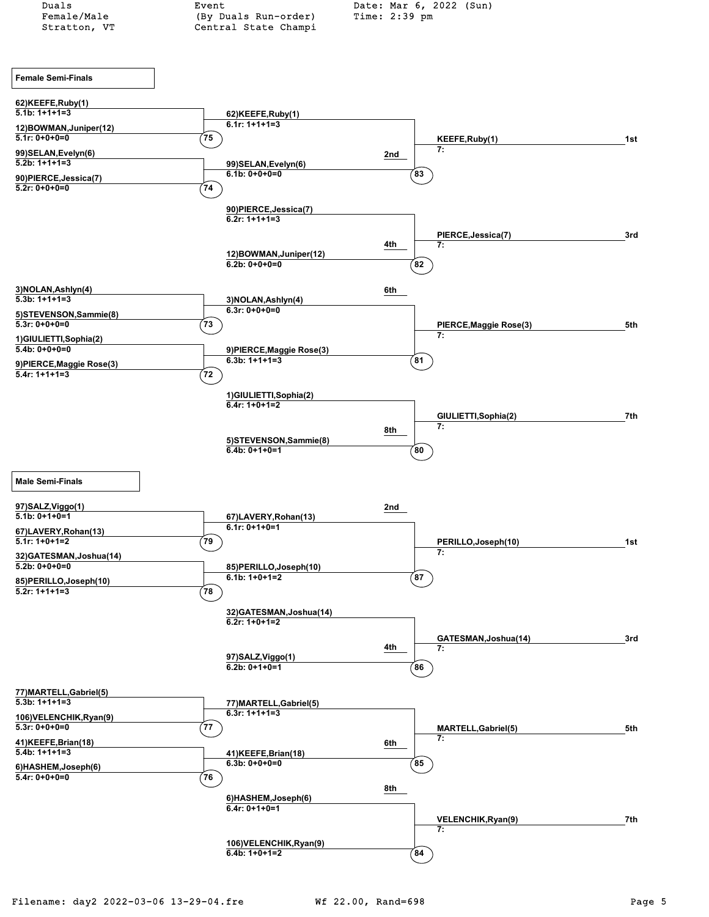Duals
Female/Male
Stratton, VT

Event
(By Duals Run-order)
Central State Champi

Date: Mar 6, 2022 (Sun)
Time: 2:39 pm

## Female Semi-Finals

62)KEEFE,Ruby(1)
5.1b: 1+1+1=3

12)BOWMAN,Juniper(12)
5.1r: 0+0+0=0

75

99)SELAN,Evelyn(6)
5.2b: 1+1+1=3

90)PIERCE,Jessica(7)
5.2r: 0+0+0=0

74

62)KEEFE,Ruby(1)
6.1r: 1+1+1=3

99)SELAN,Evelyn(6)
6.1b: 0+0+0=0

83

2nd

KEEFE,Ruby(1) — 1st
7:

90)PIERCE,Jessica(7)
6.2r: 1+1+1=3

12)BOWMAN,Juniper(12)
6.2b: 0+0+0=0

82

4th

PIERCE,Jessica(7) — 3rd
7:

3)NOLAN,Ashlyn(4)
5.3b: 1+1+1=3

5)STEVENSON,Sammie(8)
5.3r: 0+0+0=0

73

1)GIULIETTI,Sophia(2)
5.4b: 0+0+0=0

9)PIERCE,Maggie Rose(3)
5.4r: 1+1+1=3

72

6th

3)NOLAN,Ashlyn(4)
6.3r: 0+0+0=0

9)PIERCE,Maggie Rose(3)
6.3b: 1+1+1=3

81

PIERCE,Maggie Rose(3) — 5th
7:

1)GIULIETTI,Sophia(2)
6.4r: 1+0+1=2

5)STEVENSON,Sammie(8)
6.4b: 0+1+0=1

80

8th

GIULIETTI,Sophia(2) — 7th
7:

## Male Semi-Finals

97)SALZ,Viggo(1)
5.1b: 0+1+0=1

67)LAVERY,Rohan(13)
5.1r: 1+0+1=2

79

32)GATESMAN,Joshua(14)
5.2b: 0+0+0=0

85)PERILLO,Joseph(10)
5.2r: 1+1+1=3

78

2nd

67)LAVERY,Rohan(13)
6.1r: 0+1+0=1

85)PERILLO,Joseph(10)
6.1b: 1+0+1=2

87

PERILLO,Joseph(10) — 1st
7:

32)GATESMAN,Joshua(14)
6.2r: 1+0+1=2

97)SALZ,Viggo(1)
6.2b: 0+1+0=1

86

4th

GATESMAN,Joshua(14) — 3rd
7:

77)MARTELL,Gabriel(5)
5.3b: 1+1+1=3

106)VELENCHIK,Ryan(9)
5.3r: 0+0+0=0

77

41)KEEFE,Brian(18)
5.4b: 1+1+1=3

6)HASHEM,Joseph(6)
5.4r: 0+0+0=0

76

77)MARTELL,Gabriel(5)
6.3r: 1+1+1=3

41)KEEFE,Brian(18)
6.3b: 0+0+0=0

85

6th

MARTELL,Gabriel(5) — 5th
7:

8th

6)HASHEM,Joseph(6)
6.4r: 0+1+0=1

106)VELENCHIK,Ryan(9)
6.4b: 1+0+1=2

84

VELENCHIK,Ryan(9) — 7th
7:

Filename: day2 2022-03-06 13-29-04.fre    Wf 22.00, Rand=698